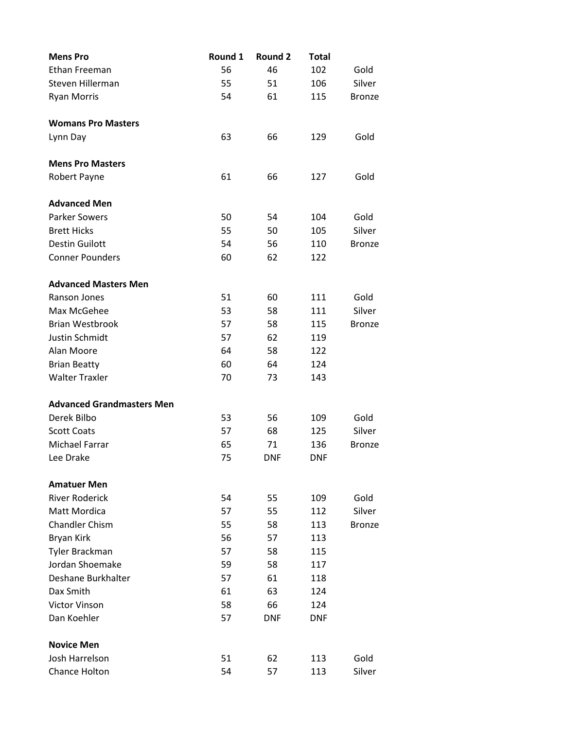| Mens Pro | Round 1 | Round 2 | Total | |
|---|---|---|---|---|
| Ethan Freeman | 56 | 46 | 102 | Gold |
| Steven Hillerman | 55 | 51 | 106 | Silver |
| Ryan Morris | 54 | 61 | 115 | Bronze |
| | | | | |
| **Womans Pro Masters** | | | | |
| Lynn Day | 63 | 66 | 129 | Gold |
| | | | | |
| **Mens Pro Masters** | | | | |
| Robert Payne | 61 | 66 | 127 | Gold |
| | | | | |
| **Advanced Men** | | | | |
| Parker Sowers | 50 | 54 | 104 | Gold |
| Brett Hicks | 55 | 50 | 105 | Silver |
| Destin Guilott | 54 | 56 | 110 | Bronze |
| Conner Pounders | 60 | 62 | 122 | |
| | | | | |
| **Advanced Masters Men** | | | | |
| Ranson Jones | 51 | 60 | 111 | Gold |
| Max McGehee | 53 | 58 | 111 | Silver |
| Brian Westbrook | 57 | 58 | 115 | Bronze |
| Justin Schmidt | 57 | 62 | 119 | |
| Alan Moore | 64 | 58 | 122 | |
| Brian Beatty | 60 | 64 | 124 | |
| Walter Traxler | 70 | 73 | 143 | |
| | | | | |
| **Advanced Grandmasters Men** | | | | |
| Derek Bilbo | 53 | 56 | 109 | Gold |
| Scott Coats | 57 | 68 | 125 | Silver |
| Michael Farrar | 65 | 71 | 136 | Bronze |
| Lee Drake | 75 | DNF | DNF | |
| | | | | |
| **Amatuer Men** | | | | |
| River Roderick | 54 | 55 | 109 | Gold |
| Matt Mordica | 57 | 55 | 112 | Silver |
| Chandler Chism | 55 | 58 | 113 | Bronze |
| Bryan Kirk | 56 | 57 | 113 | |
| Tyler Brackman | 57 | 58 | 115 | |
| Jordan Shoemake | 59 | 58 | 117 | |
| Deshane Burkhalter | 57 | 61 | 118 | |
| Dax Smith | 61 | 63 | 124 | |
| Victor Vinson | 58 | 66 | 124 | |
| Dan Koehler | 57 | DNF | DNF | |
| | | | | |
| **Novice Men** | | | | |
| Josh Harrelson | 51 | 62 | 113 | Gold |
| Chance Holton | 54 | 57 | 113 | Silver |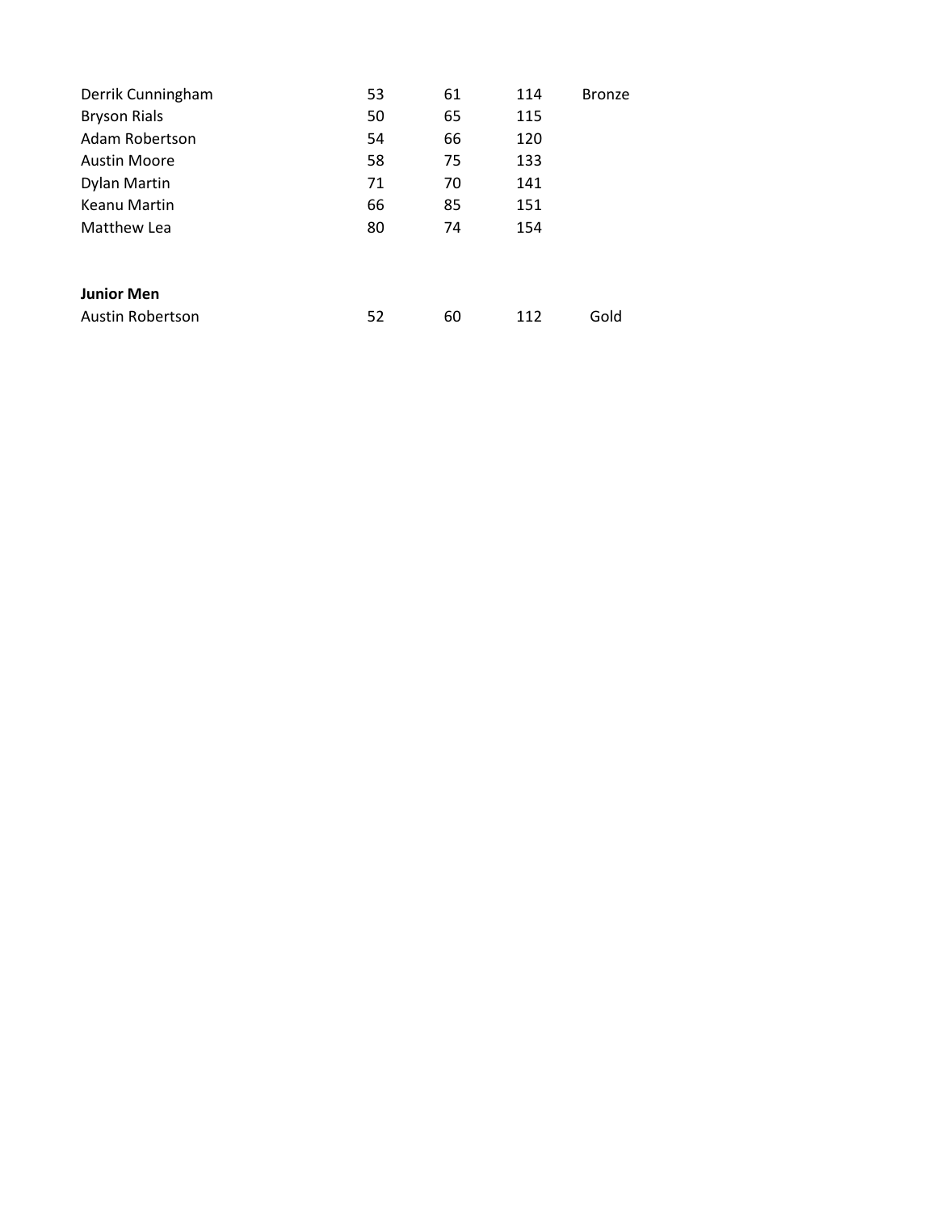| | | | | |
|---|---|---|---|---|
| Derrik Cunningham | 53 | 61 | 114 | Bronze |
| Bryson Rials | 50 | 65 | 115 | |
| Adam Robertson | 54 | 66 | 120 | |
| Austin Moore | 58 | 75 | 133 | |
| Dylan Martin | 71 | 70 | 141 | |
| Keanu Martin | 66 | 85 | 151 | |
| Matthew Lea | 80 | 74 | 154 | |

**Junior Men**

| | | | | |
|---|---|---|---|---|
| Austin Robertson | 52 | 60 | 112 | Gold |